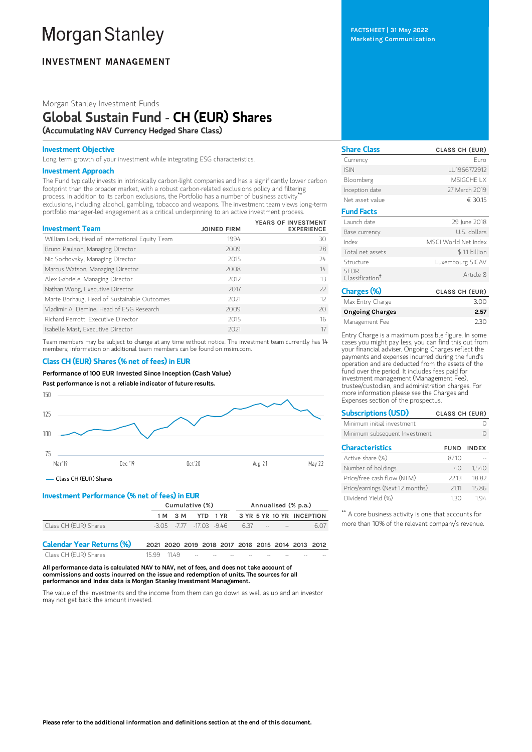# Morgan Stanley

## INVESTMENT MANAGEMENT

FACTSHEET | 31 May 2022
Marketing Communication

Morgan Stanley Investment Funds

# Global Sustain Fund - CH (EUR) Shares

**(Accumulating NAV Currency Hedged Share Class)**

### Investment Objective

Long term growth of your investment while integrating ESG characteristics.

### Investment Approach

The Fund typically invests in intrinsically carbon-light companies and has a significantly lower carbon footprint than the broader market, with a robust carbon-related exclusions policy and filtering process. In addition to its carbon exclusions, the Portfolio has a number of business activity** exclusions, including alcohol, gambling, tobacco and weapons. The investment team views long-term portfolio manager-led engagement as a critical underpinning to an active investment process.

| Investment Team | JOINED FIRM | YEARS OF INVESTMENT EXPERIENCE |
|---|---|---|
| William Lock, Head of International Equity Team | 1994 | 30 |
| Bruno Paulson, Managing Director | 2009 | 28 |
| Nic Sochovsky, Managing Director | 2015 | 24 |
| Marcus Watson, Managing Director | 2008 | 14 |
| Alex Gabriele, Managing Director | 2012 | 13 |
| Nathan Wong, Executive Director | 2017 | 22 |
| Marte Borhaug, Head of Sustainable Outcomes | 2021 | 12 |
| Vladimir A. Demine, Head of ESG Research | 2009 | 20 |
| Richard Perrott, Executive Director | 2015 | 16 |
| Isabelle Mast, Executive Director | 2021 | 17 |

Team members may be subject to change at any time without notice. The investment team currently has 14 members; information on additional team members can be found on msim.com.

### Class CH (EUR) Shares (% net of fees) in EUR

**Performance of 100 EUR Invested Since Inception (Cash Value)**

**Past performance is not a reliable indicator of future results.**

— Class CH (EUR) Shares

### Investment Performance (% net of fees) in EUR

| | Cumulative (%) | | | | Annualised (% p.a.) | | | |
|---|---|---|---|---|---|---|---|---|
| | 1 M | 3 M | YTD | 1 YR | 3 YR | 5 YR | 10 YR | INCEPTION |
| Class CH (EUR) Shares | -3.05 | -7.77 | -17.03 | -9.46 | 6.37 | -- | -- | 6.07 |

| Calendar Year Returns (%) | 2021 | 2020 | 2019 | 2018 | 2017 | 2016 | 2015 | 2014 | 2013 | 2012 |
|---|---|---|---|---|---|---|---|---|---|---|
| Class CH (EUR) Shares | 15.99 | 11.49 | -- | -- | -- | -- | -- | -- | -- | -- |

**All performance data is calculated NAV to NAV, net of fees, and does not take account of commissions and costs incurred on the issue and redemption of units. The sources for all performance and Index data is Morgan Stanley Investment Management.**

The value of the investments and the income from them can go down as well as up and an investor may not get back the amount invested.

| Share Class | CLASS CH (EUR) |
|---|---|
| Currency | Euro |
| ISIN | LU1966772912 |
| Bloomberg | MSIGCHE LX |
| Inception date | 27 March 2019 |
| Net asset value | € 30.15 |

| Fund Facts | |
|---|---|
| Launch date | 29 June 2018 |
| Base currency | U.S. dollars |
| Index | MSCI World Net Index |
| Total net assets | $ 1.1 billion |
| Structure | Luxembourg SICAV |
| SFDR Classification† | Article 8 |

| Charges (%) | CLASS CH (EUR) |
|---|---|
| Max Entry Charge | 3.00 |
| **Ongoing Charges** | **2.57** |
| Management Fee | 2.30 |

Entry Charge is a maximum possible figure. In some cases you might pay less, you can find this out from your financial adviser. Ongoing Charges reflect the payments and expenses incurred during the fund's operation and are deducted from the assets of the fund over the period. It includes fees paid for investment management (Management Fee), trustee/custodian, and administration charges. For more information please see the Charges and Expenses section of the prospectus.

| Subscriptions (USD) | CLASS CH (EUR) |
|---|---|
| Minimum initial investment | 0 |
| Minimum subsequent Investment | 0 |

| Characteristics | FUND | INDEX |
|---|---|---|
| Active share (%) | 87.10 | -- |
| Number of holdings | 40 | 1,540 |
| Price/free cash flow (NTM) | 22.13 | 18.82 |
| Price/earnings (Next 12 months) | 21.11 | 15.86 |
| Dividend Yield (%) | 1.30 | 1.94 |

** A core business activity is one that accounts for more than 10% of the relevant company's revenue.

**Please refer to the additional information and definitions section at the end of this document.**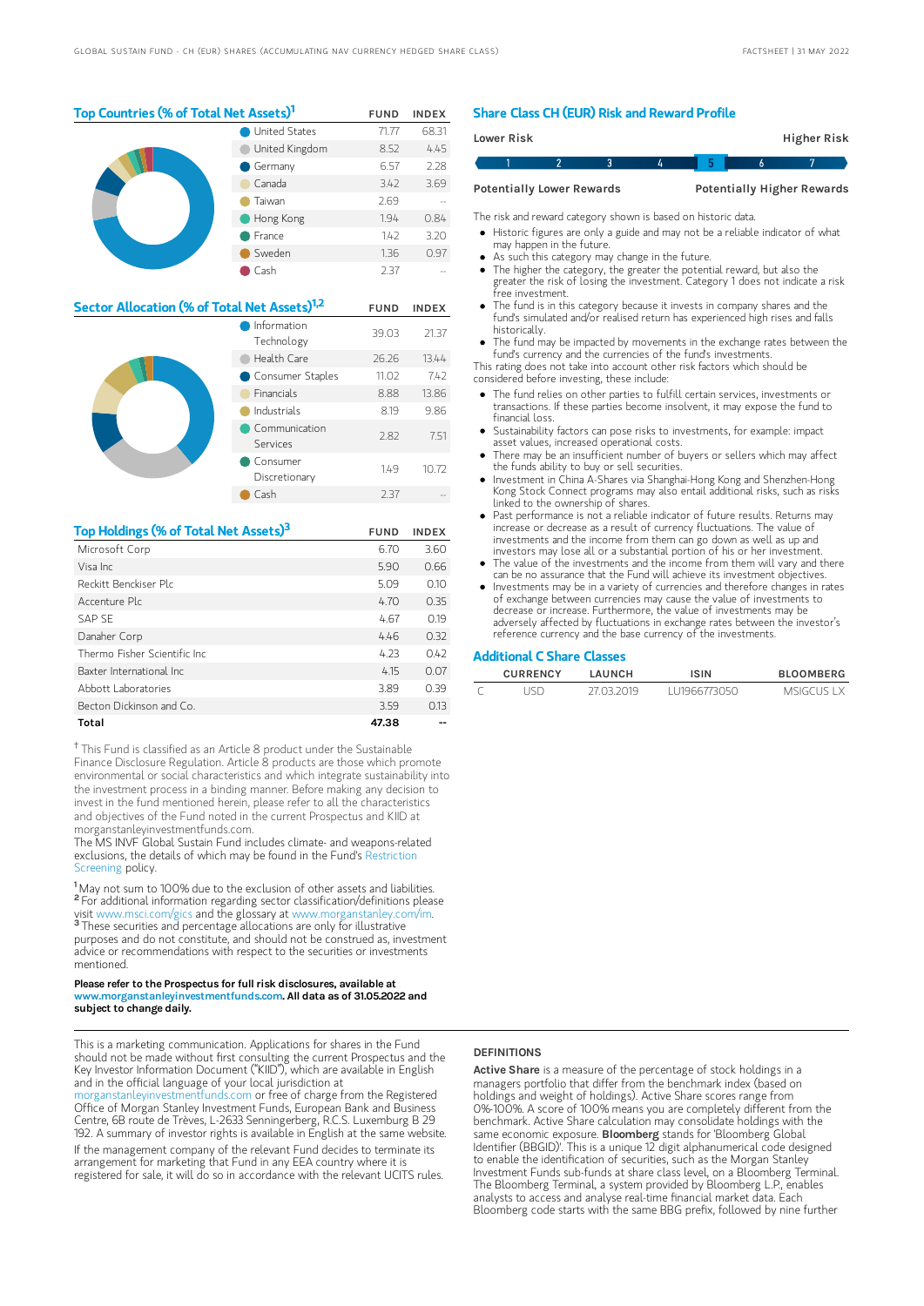## Top Countries (% of Total Net Assets)[1]

| | FUND | INDEX |
|---|---|---|
| United States | 71.77 | 68.31 |
| United Kingdom | 8.52 | 4.45 |
| Germany | 6.57 | 2.28 |
| Canada | 3.42 | 3.69 |
| Taiwan | 2.69 | -- |
| Hong Kong | 1.94 | 0.84 |
| France | 1.42 | 3.20 |
| Sweden | 1.36 | 0.97 |
| Cash | 2.37 | -- |

## Sector Allocation (% of Total Net Assets)[1,2]

| | FUND | INDEX |
|---|---|---|
| Information Technology | 39.03 | 21.37 |
| Health Care | 26.26 | 13.44 |
| Consumer Staples | 11.02 | 7.42 |
| Financials | 8.88 | 13.86 |
| Industrials | 8.19 | 9.86 |
| Communication Services | 2.82 | 7.51 |
| Consumer Discretionary | 1.49 | 10.72 |
| Cash | 2.37 | -- |

## Top Holdings (% of Total Net Assets)[3]

| | FUND | INDEX |
|---|---|---|
| Microsoft Corp | 6.70 | 3.60 |
| Visa Inc | 5.90 | 0.66 |
| Reckitt Benckiser Plc | 5.09 | 0.10 |
| Accenture Plc | 4.70 | 0.35 |
| SAP SE | 4.67 | 0.19 |
| Danaher Corp | 4.46 | 0.32 |
| Thermo Fisher Scientific Inc | 4.23 | 0.42 |
| Baxter International Inc | 4.15 | 0.07 |
| Abbott Laboratories | 3.89 | 0.39 |
| Becton Dickinson and Co. | 3.59 | 0.13 |
| **Total** | **47.38** | -- |

† This Fund is classified as an Article 8 product under the Sustainable Finance Disclosure Regulation. Article 8 products are those which promote environmental or social characteristics and which integrate sustainability into the investment process in a binding manner. Before making any decision to invest in the fund mentioned herein, please refer to all the characteristics and objectives of the Fund noted in the current Prospectus and KIID at morganstanleyinvestmentfunds.com.

The MS INVF Global Sustain Fund includes climate- and weapons-related exclusions, the details of which may be found in the Fund's Restriction Screening policy.

[1] May not sum to 100% due to the exclusion of other assets and liabilities.
[2] For additional information regarding sector classification/definitions please visit www.msci.com/gics and the glossary at www.morganstanley.com/im.
[3] These securities and percentage allocations are only for illustrative purposes and do not constitute, and should not be construed as, investment advice or recommendations with respect to the securities or investments mentioned.

**Please refer to the Prospectus for full risk disclosures, available at www.morganstanleyinvestmentfunds.com. All data as of 31.05.2022 and subject to change daily.**

## Share Class CH (EUR) Risk and Reward Profile

Lower Risk — Higher Risk

1 | 2 | 3 | 4 | **5** | 6 | 7

Potentially Lower Rewards — Potentially Higher Rewards

The risk and reward category shown is based on historic data.

- Historic figures are only a guide and may not be a reliable indicator of what may happen in the future.
- As such this category may change in the future.
- The higher the category, the greater the potential reward, but also the greater the risk of losing the investment. Category 1 does not indicate a risk free investment.
- The fund is in this category because it invests in company shares and the fund's simulated and/or realised return has experienced high rises and falls historically.
- The fund may be impacted by movements in the exchange rates between the fund's currency and the currencies of the fund's investments.

This rating does not take into account other risk factors which should be considered before investing, these include:

- The fund relies on other parties to fulfill certain services, investments or transactions. If these parties become insolvent, it may expose the fund to financial loss.
- Sustainability factors can pose risks to investments, for example: impact asset values, increased operational costs.
- There may be an insufficient number of buyers or sellers which may affect the funds ability to buy or sell securities.
- Investment in China A-Shares via Shanghai-Hong Kong and Shenzhen-Hong Kong Stock Connect programs may also entail additional risks, such as risks linked to the ownership of shares.
- Past performance is not a reliable indicator of future results. Returns may increase or decrease as a result of currency fluctuations. The value of investments and the income from them can go down as well as up and investors may lose all or a substantial portion of his or her investment.
- The value of the investments and the income from them will vary and there can be no assurance that the Fund will achieve its investment objectives.
- Investments may be in a variety of currencies and therefore changes in rates of exchange between currencies may cause the value of investments to decrease or increase. Furthermore, the value of investments may be adversely affected by fluctuations in exchange rates between the investor's reference currency and the base currency of the investments.

## Additional C Share Classes

| | CURRENCY | LAUNCH | ISIN | BLOOMBERG |
|---|---|---|---|---|
| C | USD | 27.03.2019 | LU1966773050 | MSIGCUS LX |

This is a marketing communication. Applications for shares in the Fund should not be made without first consulting the current Prospectus and the Key Investor Information Document ("KIID"), which are available in English and in the official language of your local jurisdiction at morganstanleyinvestmentfunds.com or free of charge from the Registered Office of Morgan Stanley Investment Funds, European Bank and Business Centre, 6B route de Trèves, L-2633 Senningerberg, R.C.S. Luxemburg B 29 192. A summary of investor rights is available in English at the same website.

If the management company of the relevant Fund decides to terminate its arrangement for marketing that Fund in any EEA country where it is registered for sale, it will do so in accordance with the relevant UCITS rules.

### DEFINITIONS

**Active Share** is a measure of the percentage of stock holdings in a managers portfolio that differ from the benchmark index (based on holdings and weight of holdings). Active Share scores range from 0%-100%. A score of 100% means you are completely different from the benchmark. Active Share calculation may consolidate holdings with the same economic exposure. **Bloomberg** stands for 'Bloomberg Global Identifier (BBGID)'. This is a unique 12 digit alphanumerical code designed to enable the identification of securities, such as the Morgan Stanley Investment Funds sub-funds at share class level, on a Bloomberg Terminal. The Bloomberg Terminal, a system provided by Bloomberg L.P., enables analysts to access and analyse real-time financial market data. Each Bloomberg code starts with the same BBG prefix, followed by nine further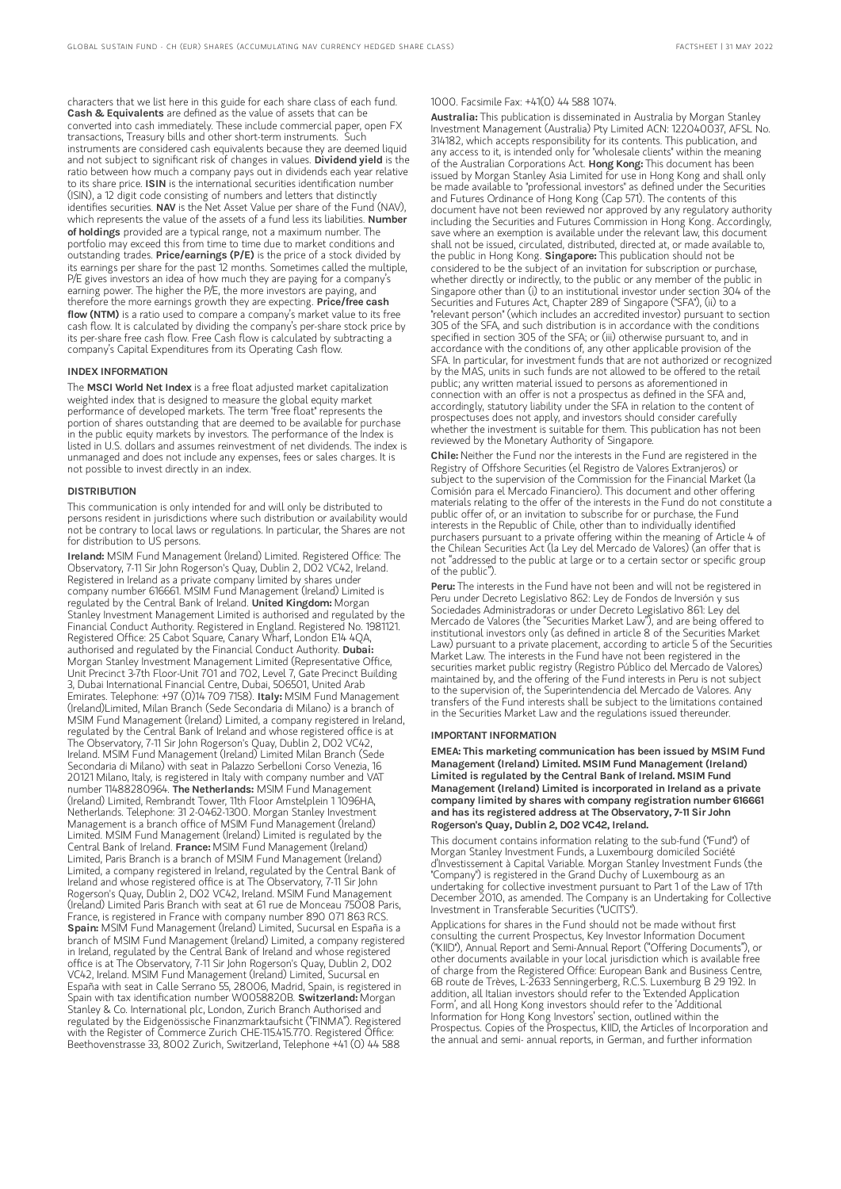characters that we list here in this guide for each share class of each fund. **Cash & Equivalents** are defined as the value of assets that can be converted into cash immediately. These include commercial paper, open FX transactions, Treasury bills and other short-term instruments. Such instruments are considered cash equivalents because they are deemed liquid and not subject to significant risk of changes in values. **Dividend yield** is the ratio between how much a company pays out in dividends each year relative to its share price. **ISIN** is the international securities identification number (ISIN), a 12 digit code consisting of numbers and letters that distinctly identifies securities. **NAV** is the Net Asset Value per share of the Fund (NAV), which represents the value of the assets of a fund less its liabilities. **Number of holdings** provided are a typical range, not a maximum number. The portfolio may exceed this from time to time due to market conditions and outstanding trades. **Price/earnings (P/E)** is the price of a stock divided by its earnings per share for the past 12 months. Sometimes called the multiple, P/E gives investors an idea of how much they are paying for a company's earning power. The higher the P/E, the more investors are paying, and therefore the more earnings growth they are expecting. **Price/free cash flow (NTM)** is a ratio used to compare a company's market value to its free cash flow. It is calculated by dividing the company's per-share stock price by its per-share free cash flow. Free Cash flow is calculated by subtracting a company's Capital Expenditures from its Operating Cash flow.

## INDEX INFORMATION

The **MSCI World Net Index** is a free float adjusted market capitalization weighted index that is designed to measure the global equity market performance of developed markets. The term "free float" represents the portion of shares outstanding that are deemed to be available for purchase in the public equity markets by investors. The performance of the Index is listed in U.S. dollars and assumes reinvestment of net dividends. The index is unmanaged and does not include any expenses, fees or sales charges. It is not possible to invest directly in an index.

## DISTRIBUTION

This communication is only intended for and will only be distributed to persons resident in jurisdictions where such distribution or availability would not be contrary to local laws or regulations. In particular, the Shares are not for distribution to US persons.

**Ireland:** MSIM Fund Management (Ireland) Limited. Registered Office: The Observatory, 7-11 Sir John Rogerson's Quay, Dublin 2, D02 VC42, Ireland. Registered in Ireland as a private company limited by shares under company number 616661. MSIM Fund Management (Ireland) Limited is regulated by the Central Bank of Ireland. **United Kingdom:** Morgan Stanley Investment Management Limited is authorised and regulated by the Financial Conduct Authority. Registered in England. Registered No. 1981121. Registered Office: 25 Cabot Square, Canary Wharf, London E14 4QA, authorised and regulated by the Financial Conduct Authority. **Dubai:** Morgan Stanley Investment Management Limited (Representative Office, Unit Precinct 3-7th Floor-Unit 701 and 702, Level 7, Gate Precinct Building 3, Dubai International Financial Centre, Dubai, 506501, United Arab Emirates. Telephone: +97 (0)14 709 7158). **Italy:** MSIM Fund Management (Ireland)Limited, Milan Branch (Sede Secondaria di Milano) is a branch of MSIM Fund Management (Ireland) Limited, a company registered in Ireland, regulated by the Central Bank of Ireland and whose registered office is at The Observatory, 7-11 Sir John Rogerson's Quay, Dublin 2, D02 VC42, Ireland. MSIM Fund Management (Ireland) Limited Milan Branch (Sede Secondaria di Milano) with seat in Palazzo Serbelloni Corso Venezia, 16 20121 Milano, Italy, is registered in Italy with company number and VAT number 11488280964. **The Netherlands:** MSIM Fund Management (Ireland) Limited, Rembrandt Tower, 11th Floor Amstelplein 1 1096HA, Netherlands. Telephone: 31 2-0462-1300. Morgan Stanley Investment Management is a branch office of MSIM Fund Management (Ireland) Limited. MSIM Fund Management (Ireland) Limited is regulated by the Central Bank of Ireland. **France:** MSIM Fund Management (Ireland) Limited, Paris Branch is a branch of MSIM Fund Management (Ireland) Limited, a company registered in Ireland, regulated by the Central Bank of Ireland and whose registered office is at The Observatory, 7-11 Sir John Rogerson's Quay, Dublin 2, D02 VC42, Ireland. MSIM Fund Management (Ireland) Limited Paris Branch with seat at 61 rue de Monceau 75008 Paris, France, is registered in France with company number 890 071 863 RCS. **Spain:** MSIM Fund Management (Ireland) Limited, Sucursal en España is a branch of MSIM Fund Management (Ireland) Limited, a company registered in Ireland, regulated by the Central Bank of Ireland and whose registered office is at The Observatory, 7-11 Sir John Rogerson's Quay, Dublin 2, D02 VC42, Ireland. MSIM Fund Management (Ireland) Limited, Sucursal en España with seat in Calle Serrano 55, 28006, Madrid, Spain, is registered in Spain with tax identification number W0058820B. **Switzerland:** Morgan Stanley & Co. International plc, London, Zurich Branch Authorised and regulated by the Eidgenössische Finanzmarktaufsicht ("FINMA"). Registered with the Register of Commerce Zurich CHE-115.415.770. Registered Office: Beethovenstrasse 33, 8002 Zurich, Switzerland, Telephone +41 (0) 44 588 1000. Facsimile Fax: +41(0) 44 588 1074.

**Australia:** This publication is disseminated in Australia by Morgan Stanley Investment Management (Australia) Pty Limited ACN: 122040037, AFSL No. 314182, which accepts responsibility for its contents. This publication, and any access to it, is intended only for "wholesale clients" within the meaning of the Australian Corporations Act. **Hong Kong:** This document has been issued by Morgan Stanley Asia Limited for use in Hong Kong and shall only be made available to "professional investors" as defined under the Securities and Futures Ordinance of Hong Kong (Cap 571). The contents of this document have not been reviewed nor approved by any regulatory authority including the Securities and Futures Commission in Hong Kong. Accordingly, save where an exemption is available under the relevant law, this document shall not be issued, circulated, distributed, directed at, or made available to, the public in Hong Kong. **Singapore:** This publication should not be considered to be the subject of an invitation for subscription or purchase, whether directly or indirectly, to the public or any member of the public in Singapore other than (i) to an institutional investor under section 304 of the Securities and Futures Act, Chapter 289 of Singapore ("SFA"), (ii) to a "relevant person" (which includes an accredited investor) pursuant to section 305 of the SFA, and such distribution is in accordance with the conditions specified in section 305 of the SFA; or (iii) otherwise pursuant to, and in accordance with the conditions of, any other applicable provision of the SFA. In particular, for investment funds that are not authorized or recognized by the MAS, units in such funds are not allowed to be offered to the retail public; any written material issued to persons as aforementioned in connection with an offer is not a prospectus as defined in the SFA and, accordingly, statutory liability under the SFA in relation to the content of prospectuses does not apply, and investors should consider carefully whether the investment is suitable for them. This publication has not been reviewed by the Monetary Authority of Singapore.

**Chile:** Neither the Fund nor the interests in the Fund are registered in the Registry of Offshore Securities (el Registro de Valores Extranjeros) or subject to the supervision of the Commission for the Financial Market (la Comisión para el Mercado Financiero). This document and other offering materials relating to the offer of the interests in the Fund do not constitute a public offer of, or an invitation to subscribe for or purchase, the Fund interests in the Republic of Chile, other than to individually identified purchasers pursuant to a private offering within the meaning of Article 4 of the Chilean Securities Act (la Ley del Mercado de Valores) (an offer that is not "addressed to the public at large or to a certain sector or specific group of the public").

**Peru:** The interests in the Fund have not been and will not be registered in Peru under Decreto Legislativo 862: Ley de Fondos de Inversión y sus Sociedades Administradoras or under Decreto Legislativo 861: Ley del Mercado de Valores (the "Securities Market Law"), and are being offered to institutional investors only (as defined in article 8 of the Securities Market Law) pursuant to a private placement, according to article 5 of the Securities Market Law. The interests in the Fund have not been registered in the securities market public registry (Registro Público del Mercado de Valores) maintained by, and the offering of the Fund interests in Peru is not subject to the supervision of, the Superintendencia del Mercado de Valores. Any transfers of the Fund interests shall be subject to the limitations contained in the Securities Market Law and the regulations issued thereunder.

## IMPORTANT INFORMATION

**EMEA: This marketing communication has been issued by MSIM Fund Management (Ireland) Limited. MSIM Fund Management (Ireland) Limited is regulated by the Central Bank of Ireland. MSIM Fund Management (Ireland) Limited is incorporated in Ireland as a private company limited by shares with company registration number 616661 and has its registered address at The Observatory, 7-11 Sir John Rogerson's Quay, Dublin 2, D02 VC42, Ireland.**

This document contains information relating to the sub-fund ("Fund") of Morgan Stanley Investment Funds, a Luxembourg domiciled Société d'Investissement à Capital Variable. Morgan Stanley Investment Funds (the "Company") is registered in the Grand Duchy of Luxembourg as an undertaking for collective investment pursuant to Part 1 of the Law of 17th December 2010, as amended. The Company is an Undertaking for Collective Investment in Transferable Securities ("UCITS").

Applications for shares in the Fund should not be made without first consulting the current Prospectus, Key Investor Information Document ("KIID"), Annual Report and Semi-Annual Report ("Offering Documents"), or other documents available in your local jurisdiction which is available free of charge from the Registered Office: European Bank and Business Centre, 6B route de Trèves, L-2633 Senningerberg, R.C.S. Luxemburg B 29 192. In addition, all Italian investors should refer to the 'Extended Application Form', and all Hong Kong investors should refer to the 'Additional Information for Hong Kong Investors' section, outlined within the Prospectus. Copies of the Prospectus, KIID, the Articles of Incorporation and the annual and semi- annual reports, in German, and further information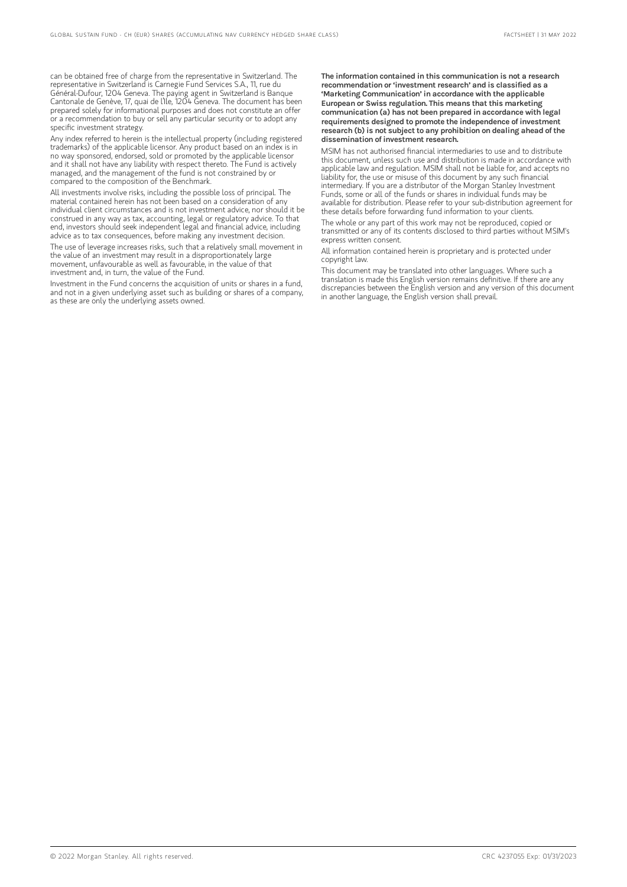can be obtained free of charge from the representative in Switzerland. The representative in Switzerland is Carnegie Fund Services S.A., 11, rue du Général-Dufour, 1204 Geneva. The paying agent in Switzerland is Banque Cantonale de Genève, 17, quai de l'Île, 1204 Geneva. The document has been prepared solely for informational purposes and does not constitute an offer or a recommendation to buy or sell any particular security or to adopt any specific investment strategy.

Any index referred to herein is the intellectual property (including registered trademarks) of the applicable licensor. Any product based on an index is in no way sponsored, endorsed, sold or promoted by the applicable licensor and it shall not have any liability with respect thereto. The Fund is actively managed, and the management of the fund is not constrained by or compared to the composition of the Benchmark.

All investments involve risks, including the possible loss of principal. The material contained herein has not been based on a consideration of any individual client circumstances and is not investment advice, nor should it be construed in any way as tax, accounting, legal or regulatory advice. To that end, investors should seek independent legal and financial advice, including advice as to tax consequences, before making any investment decision.

The use of leverage increases risks, such that a relatively small movement in the value of an investment may result in a disproportionately large movement, unfavourable as well as favourable, in the value of that investment and, in turn, the value of the Fund.

Investment in the Fund concerns the acquisition of units or shares in a fund, and not in a given underlying asset such as building or shares of a company, as these are only the underlying assets owned.

**The information contained in this communication is not a research recommendation or 'investment research' and is classified as a 'Marketing Communication' in accordance with the applicable European or Swiss regulation. This means that this marketing communication (a) has not been prepared in accordance with legal requirements designed to promote the independence of investment research (b) is not subject to any prohibition on dealing ahead of the dissemination of investment research.**

MSIM has not authorised financial intermediaries to use and to distribute this document, unless such use and distribution is made in accordance with applicable law and regulation. MSIM shall not be liable for, and accepts no liability for, the use or misuse of this document by any such financial intermediary. If you are a distributor of the Morgan Stanley Investment Funds, some or all of the funds or shares in individual funds may be available for distribution. Please refer to your sub-distribution agreement for these details before forwarding fund information to your clients.

The whole or any part of this work may not be reproduced, copied or transmitted or any of its contents disclosed to third parties without MSIM's express written consent.

All information contained herein is proprietary and is protected under copyright law.

This document may be translated into other languages. Where such a translation is made this English version remains definitive. If there are any discrepancies between the English version and any version of this document in another language, the English version shall prevail.

© 2022 Morgan Stanley. All rights reserved.

CRC 4237055 Exp: 01/31/2023